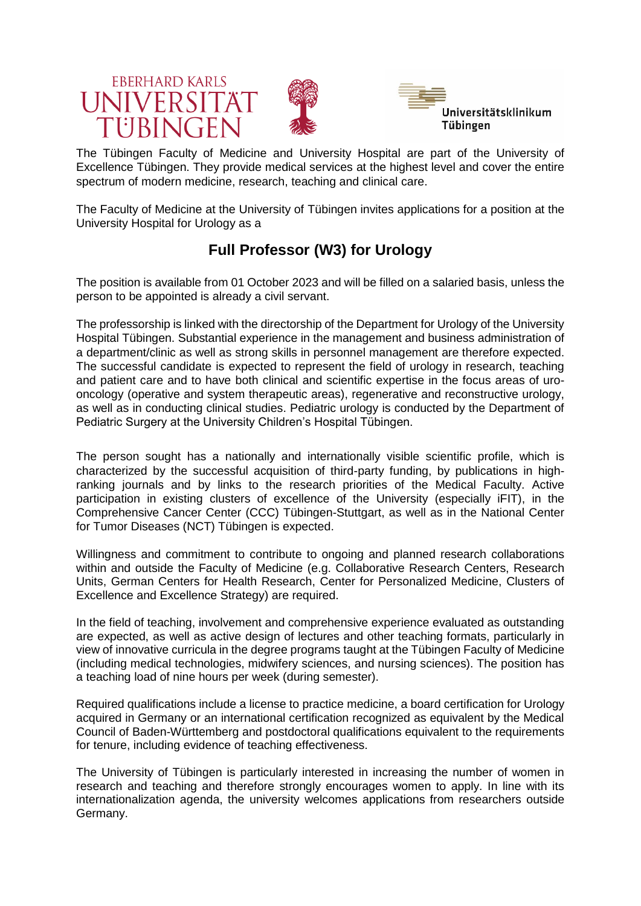EBERHARD KARLS UNIVERSITÄT TÜBINGEN

Universitätsklinikum Tübingen

The Tübingen Faculty of Medicine and University Hospital are part of the University of Excellence Tübingen. They provide medical services at the highest level and cover the entire spectrum of modern medicine, research, teaching and clinical care.

The Faculty of Medicine at the University of Tübingen invites applications for a position at the University Hospital for Urology as a

## Full Professor (W3) for Urology

The position is available from 01 October 2023 and will be filled on a salaried basis, unless the person to be appointed is already a civil servant.

The professorship is linked with the directorship of the Department for Urology of the University Hospital Tübingen. Substantial experience in the management and business administration of a department/clinic as well as strong skills in personnel management are therefore expected. The successful candidate is expected to represent the field of urology in research, teaching and patient care and to have both clinical and scientific expertise in the focus areas of uro-oncology (operative and system therapeutic areas), regenerative and reconstructive urology, as well as in conducting clinical studies. Pediatric urology is conducted by the Department of Pediatric Surgery at the University Children's Hospital Tübingen.

The person sought has a nationally and internationally visible scientific profile, which is characterized by the successful acquisition of third-party funding, by publications in high-ranking journals and by links to the research priorities of the Medical Faculty. Active participation in existing clusters of excellence of the University (especially iFIT), in the Comprehensive Cancer Center (CCC) Tübingen-Stuttgart, as well as in the National Center for Tumor Diseases (NCT) Tübingen is expected.

Willingness and commitment to contribute to ongoing and planned research collaborations within and outside the Faculty of Medicine (e.g. Collaborative Research Centers, Research Units, German Centers for Health Research, Center for Personalized Medicine, Clusters of Excellence and Excellence Strategy) are required.

In the field of teaching, involvement and comprehensive experience evaluated as outstanding are expected, as well as active design of lectures and other teaching formats, particularly in view of innovative curricula in the degree programs taught at the Tübingen Faculty of Medicine (including medical technologies, midwifery sciences, and nursing sciences). The position has a teaching load of nine hours per week (during semester).

Required qualifications include a license to practice medicine, a board certification for Urology acquired in Germany or an international certification recognized as equivalent by the Medical Council of Baden-Württemberg and postdoctoral qualifications equivalent to the requirements for tenure, including evidence of teaching effectiveness.

The University of Tübingen is particularly interested in increasing the number of women in research and teaching and therefore strongly encourages women to apply. In line with its internationalization agenda, the university welcomes applications from researchers outside Germany.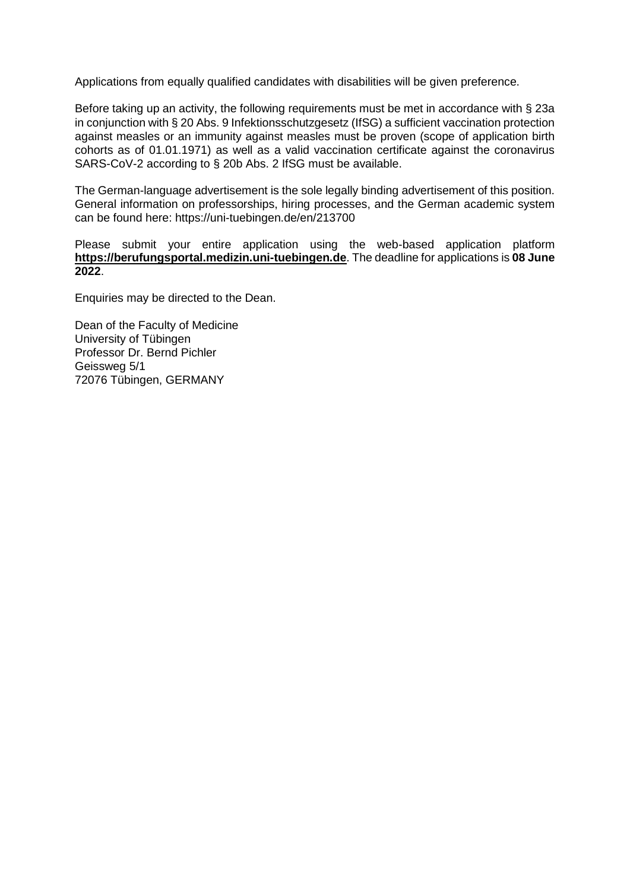Applications from equally qualified candidates with disabilities will be given preference.

Before taking up an activity, the following requirements must be met in accordance with § 23a in conjunction with § 20 Abs. 9 Infektionsschutzgesetz (IfSG) a sufficient vaccination protection against measles or an immunity against measles must be proven (scope of application birth cohorts as of 01.01.1971) as well as a valid vaccination certificate against the coronavirus SARS-CoV-2 according to § 20b Abs. 2 IfSG must be available.

The German-language advertisement is the sole legally binding advertisement of this position. General information on professorships, hiring processes, and the German academic system can be found here: https://uni-tuebingen.de/en/213700

Please submit your entire application using the web-based application platform **https://berufungsportal.medizin.uni-tuebingen.de**. The deadline for applications is **08 June 2022**.

Enquiries may be directed to the Dean.

Dean of the Faculty of Medicine
University of Tübingen
Professor Dr. Bernd Pichler
Geissweg 5/1
72076 Tübingen, GERMANY